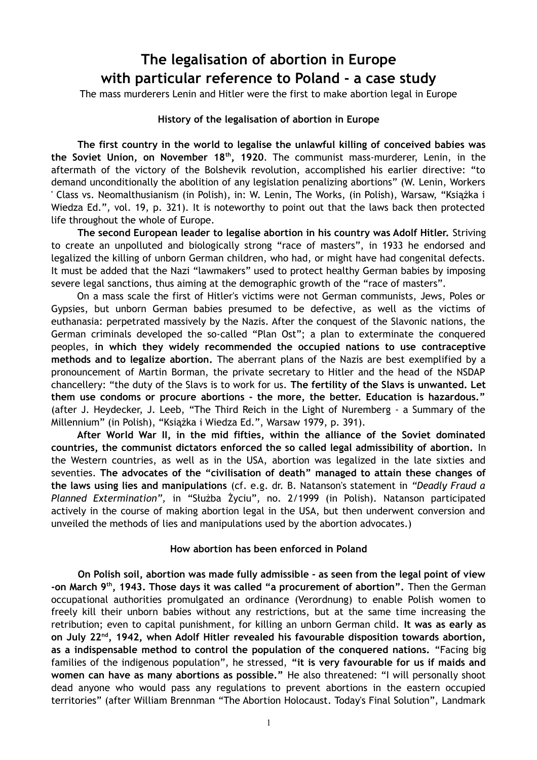# The legalisation of abortion in Europe with particular reference to Poland - a case study

The mass murderers Lenin and Hitler were the first to make abortion legal in Europe

### History of the legalisation of abortion in Europe

**The first country in the world to legalise the unlawful killing of conceived babies was the Soviet Union, on November 18th, 1920**. The communist mass-murderer, Lenin, in the aftermath of the victory of the Bolshevik revolution, accomplished his earlier directive: "to demand unconditionally the abolition of any legislation penalizing abortions" (W. Lenin, Workers ' Class vs. Neomalthusianism (in Polish), in: W. Lenin, The Works, (in Polish), Warsaw, "Książka i Wiedza Ed.", vol. 19, p. 321). It is noteworthy to point out that the laws back then protected life throughout the whole of Europe.

**The second European leader to legalise abortion in his country was Adolf Hitler.** Striving to create an unpolluted and biologically strong "race of masters", in 1933 he endorsed and legalized the killing of unborn German children, who had, or might have had congenital defects. It must be added that the Nazi "lawmakers" used to protect healthy German babies by imposing severe legal sanctions, thus aiming at the demographic growth of the "race of masters".

On a mass scale the first of Hitler's victims were not German communists, Jews, Poles or Gypsies, but unborn German babies presumed to be defective, as well as the victims of euthanasia: perpetrated massively by the Nazis. After the conquest of the Slavonic nations, the German criminals developed the so-called "Plan Ost"; a plan to exterminate the conquered peoples, **in which they widely recommended the occupied nations to use contraceptive methods and to legalize abortion.** The aberrant plans of the Nazis are best exemplified by a pronouncement of Martin Borman, the private secretary to Hitler and the head of the NSDAP chancellery: "the duty of the Slavs is to work for us. **The fertility of the Slavs is unwanted. Let them use condoms or procure abortions - the more, the better. Education is hazardous."** (after J. Heydecker, J. Leeb, "The Third Reich in the Light of Nuremberg - a Summary of the Millennium" (in Polish), "Książka i Wiedza Ed.", Warsaw 1979, p. 391).

**After World War II, in the mid fifties, within the alliance of the Soviet dominated countries, the communist dictators enforced the so called legal admissibility of abortion.** In the Western countries, as well as in the USA, abortion was legalized in the late sixties and seventies. **The advocates of the "civilisation of death" managed to attain these changes of the laws using lies and manipulations** (cf. e.g. dr. B. Natanson's statement in *"Deadly Fraud a Planned Extermination"*, in "Służba Życiu", no. 2/1999 (in Polish). Natanson participated actively in the course of making abortion legal in the USA, but then underwent conversion and unveiled the methods of lies and manipulations used by the abortion advocates.)

### How abortion has been enforced in Poland

**On Polish soil, abortion was made fully admissible - as seen from the legal point of view -on March 9th, 1943. Those days it was called "a procurement of abortion".** Then the German occupational authorities promulgated an ordinance (Verordnung) to enable Polish women to freely kill their unborn babies without any restrictions, but at the same time increasing the retribution; even to capital punishment, for killing an unborn German child. **It was as early as on July 22nd, 1942, when Adolf Hitler revealed his favourable disposition towards abortion, as a indispensable method to control the population of the conquered nations.** "Facing big families of the indigenous population", he stressed, **"it is very favourable for us if maids and women can have as many abortions as possible."** He also threatened: "I will personally shoot dead anyone who would pass any regulations to prevent abortions in the eastern occupied territories" (after William Brennman "The Abortion Holocaust. Today's Final Solution", Landmark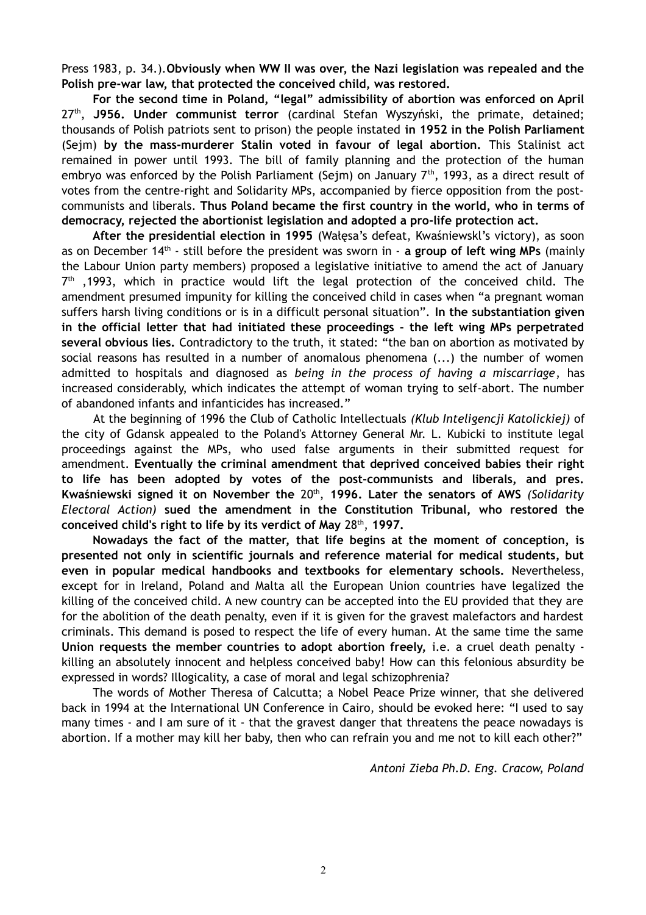Press 1983, p. 34.).**Obviously when WW II was over, the Nazi legislation was repealed and the Polish pre-war law, that protected the conceived child, was restored.**

**For the second time in Poland, "legal" admissibility of abortion was enforced on April** 27th, **J956. Under communist terror** (cardinal Stefan Wyszyński, the primate, detained; thousands of Polish patriots sent to prison) the people instated **in 1952 in the Polish Parliament** (Sejm) **by the mass-murderer Stalin voted in favour of legal abortion.** This Stalinist act remained in power until 1993. The bill of family planning and the protection of the human embryo was enforced by the Polish Parliament (Sejm) on January 7th, 1993, as a direct result of votes from the centre-right and Solidarity MPs, accompanied by fierce opposition from the post-communists and liberals. **Thus Poland became the first country in the world, who in terms of democracy, rejected the abortionist legislation and adopted a pro-life protection act.**

**After the presidential election in 1995** (Wałęsa's defeat, Kwaśniewskl's victory), as soon as on December 14th - still before the president was sworn in - **a group of left wing MPs** (mainly the Labour Union party members) proposed a legislative initiative to amend the act of January 7th ,1993, which in practice would lift the legal protection of the conceived child. The amendment presumed impunity for killing the conceived child in cases when "a pregnant woman suffers harsh living conditions or is in a difficult personal situation". **In the substantiation given in the official letter that had initiated these proceedings - the left wing MPs perpetrated several obvious lies.** Contradictory to the truth, it stated: "the ban on abortion as motivated by social reasons has resulted in a number of anomalous phenomena (...) the number of women admitted to hospitals and diagnosed as *being in the process of having a miscarriage*, has increased considerably, which indicates the attempt of woman trying to self-abort. The number of abandoned infants and infanticides has increased."

At the beginning of 1996 the Club of Catholic Intellectuals *(Klub Inteligencji Katolickiej)* of the city of Gdansk appealed to the Poland's Attorney General Mr. L. Kubicki to institute legal proceedings against the MPs, who used false arguments in their submitted request for amendment. **Eventually the criminal amendment that deprived conceived babies their right to life has been adopted by votes of the post-communists and liberals, and pres. Kwaśniewski signed it on November the** 20th, **1996. Later the senators of AWS** *(Solidarity Electoral Action)* **sued the amendment in the Constitution Tribunal, who restored the conceived child's right to life by its verdict of May** 28th, **1997.**

**Nowadays the fact of the matter, that life begins at the moment of conception, is presented not only in scientific journals and reference material for medical students, but even in popular medical handbooks and textbooks for elementary schools.** Nevertheless, except for in Ireland, Poland and Malta all the European Union countries have legalized the killing of the conceived child. A new country can be accepted into the EU provided that they are for the abolition of the death penalty, even if it is given for the gravest malefactors and hardest criminals. This demand is posed to respect the life of every human. At the same time the same **Union requests the member countries to adopt abortion freely,** i.e. a cruel death penalty - killing an absolutely innocent and helpless conceived baby! How can this felonious absurdity be expressed in words? Illogicality, a case of moral and legal schizophrenia?

The words of Mother Theresa of Calcutta; a Nobel Peace Prize winner, that she delivered back in 1994 at the International UN Conference in Cairo, should be evoked here: "I used to say many times - and I am sure of it - that the gravest danger that threatens the peace nowadays is abortion. If a mother may kill her baby, then who can refrain you and me not to kill each other?"

*Antoni Zieba Ph.D. Eng. Cracow, Poland*